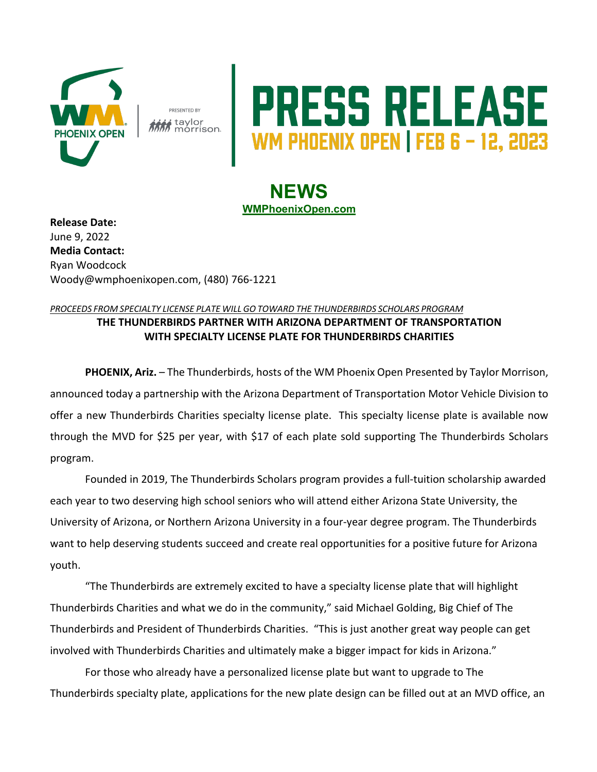# PRESS RELEASE

**WM PHOENIX OPEN | FEB 6 – 12, 2023**

WM PHOENIX OPEN

PRESENTED BY taylor morrison

## NEWS

**WMPhoenixOpen.com**

**Release Date:**
June 9, 2022
**Media Contact:**
Ryan Woodcock
Woody@wmphoenixopen.com, (480) 766-1221

*PROCEEDS FROM SPECIALTY LICENSE PLATE WILL GO TOWARD THE THUNDERBIRDS SCHOLARS PROGRAM*

**THE THUNDERBIRDS PARTNER WITH ARIZONA DEPARTMENT OF TRANSPORTATION WITH SPECIALTY LICENSE PLATE FOR THUNDERBIRDS CHARITIES**

**PHOENIX, Ariz.** – The Thunderbirds, hosts of the WM Phoenix Open Presented by Taylor Morrison, announced today a partnership with the Arizona Department of Transportation Motor Vehicle Division to offer a new Thunderbirds Charities specialty license plate. This specialty license plate is available now through the MVD for $25 per year, with $17 of each plate sold supporting The Thunderbirds Scholars program.

Founded in 2019, The Thunderbirds Scholars program provides a full-tuition scholarship awarded each year to two deserving high school seniors who will attend either Arizona State University, the University of Arizona, or Northern Arizona University in a four-year degree program. The Thunderbirds want to help deserving students succeed and create real opportunities for a positive future for Arizona youth.

"The Thunderbirds are extremely excited to have a specialty license plate that will highlight Thunderbirds Charities and what we do in the community," said Michael Golding, Big Chief of The Thunderbirds and President of Thunderbirds Charities. "This is just another great way people can get involved with Thunderbirds Charities and ultimately make a bigger impact for kids in Arizona."

For those who already have a personalized license plate but want to upgrade to The Thunderbirds specialty plate, applications for the new plate design can be filled out at an MVD office, an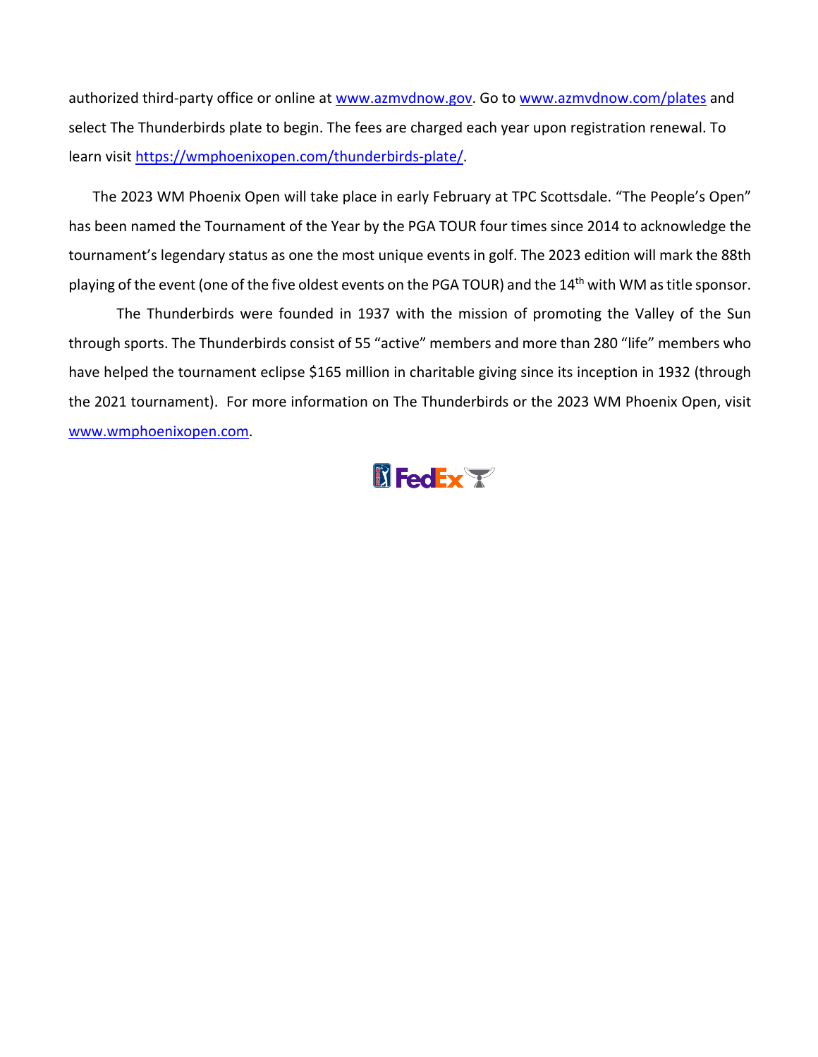authorized third-party office or online at www.azmvdnow.gov. Go to www.azmvdnow.com/plates and select The Thunderbirds plate to begin. The fees are charged each year upon registration renewal. To learn visit https://wmphoenixopen.com/thunderbirds-plate/.

The 2023 WM Phoenix Open will take place in early February at TPC Scottsdale. "The People's Open" has been named the Tournament of the Year by the PGA TOUR four times since 2014 to acknowledge the tournament's legendary status as one the most unique events in golf. The 2023 edition will mark the 88th playing of the event (one of the five oldest events on the PGA TOUR) and the 14th with WM as title sponsor.

The Thunderbirds were founded in 1937 with the mission of promoting the Valley of the Sun through sports. The Thunderbirds consist of 55 "active" members and more than 280 "life" members who have helped the tournament eclipse $165 million in charitable giving since its inception in 1932 (through the 2021 tournament). For more information on The Thunderbirds or the 2023 WM Phoenix Open, visit www.wmphoenixopen.com.

FedEx